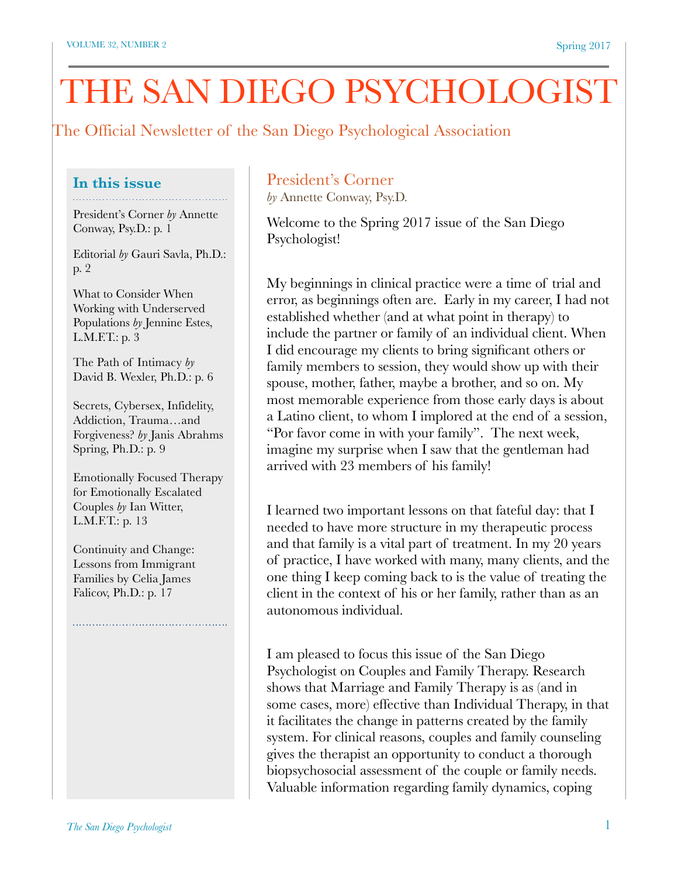# THE SAN DIEGO PSYCHOLOGIST

The Official Newsletter of the San Diego Psychological Association

VOLUME 32, NUMBER 2 — Spring 2017

**In this issue**

President's Corner *by* Annette Conway, Psy.D.: p. 1

Editorial *by* Gauri Savla, Ph.D.: p. 2

What to Consider When Working with Underserved Populations *by* Jennine Estes, L.M.F.T.: p. 3

The Path of Intimacy *by* David B. Wexler, Ph.D.: p. 6

Secrets, Cybersex, Infidelity, Addiction, Trauma…and Forgiveness? *by* Janis Abrahms Spring, Ph.D.: p. 9

Emotionally Focused Therapy for Emotionally Escalated Couples *by* Ian Witter, L.M.F.T.: p. 13

Continuity and Change: Lessons from Immigrant Families by Celia James Falicov, Ph.D.: p. 17

## President's Corner

*by* Annette Conway, Psy.D.

Welcome to the Spring 2017 issue of the San Diego Psychologist!

My beginnings in clinical practice were a time of trial and error, as beginnings often are. Early in my career, I had not established whether (and at what point in therapy) to include the partner or family of an individual client. When I did encourage my clients to bring significant others or family members to session, they would show up with their spouse, mother, father, maybe a brother, and so on. My most memorable experience from those early days is about a Latino client, to whom I implored at the end of a session, "Por favor come in with your family". The next week, imagine my surprise when I saw that the gentleman had arrived with 23 members of his family!

I learned two important lessons on that fateful day: that I needed to have more structure in my therapeutic process and that family is a vital part of treatment. In my 20 years of practice, I have worked with many, many clients, and the one thing I keep coming back to is the value of treating the client in the context of his or her family, rather than as an autonomous individual.

I am pleased to focus this issue of the San Diego Psychologist on Couples and Family Therapy. Research shows that Marriage and Family Therapy is as (and in some cases, more) effective than Individual Therapy, in that it facilitates the change in patterns created by the family system. For clinical reasons, couples and family counseling gives the therapist an opportunity to conduct a thorough biopsychosocial assessment of the couple or family needs. Valuable information regarding family dynamics, coping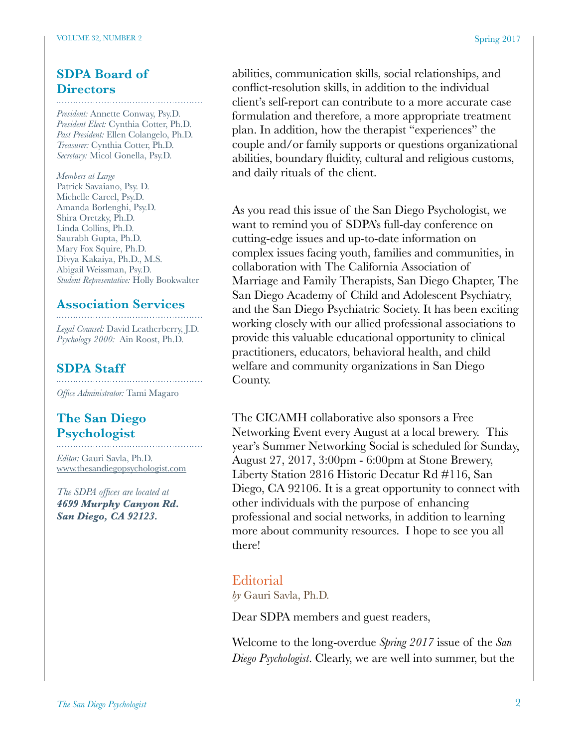## SDPA Board of Directors

*President:* Annette Conway, Psy.D.
*President Elect:* Cynthia Cotter, Ph.D.
*Past President:* Ellen Colangelo, Ph.D.
*Treasurer:* Cynthia Cotter, Ph.D.
*Secretary:* Micol Gonella, Psy.D.

*Members at Large*
Patrick Savaiano, Psy. D.
Michelle Carcel, Psy.D.
Amanda Borlenghi, Psy.D.
Shira Oretzky, Ph.D.
Linda Collins, Ph.D.
Saurabh Gupta, Ph.D.
Mary Fox Squire, Ph.D.
Divya Kakaiya, Ph.D., M.S.
Abigail Weissman, Psy.D.
*Student Representative:* Holly Bookwalter

## Association Services

*Legal Counsel:* David Leatherberry, J.D.
*Psychology 2000:* Ain Roost, Ph.D.

## SDPA Staff

*Office Administrator:* Tami Magaro

## The San Diego Psychologist

*Editor:* Gauri Savla, Ph.D.
www.thesandiegopsychologist.com

*The SDPA offices are located at*
***4699 Murphy Canyon Rd.***
***San Diego, CA 92123.***

abilities, communication skills, social relationships, and conflict-resolution skills, in addition to the individual client's self-report can contribute to a more accurate case formulation and therefore, a more appropriate treatment plan. In addition, how the therapist "experiences" the couple and/or family supports or questions organizational abilities, boundary fluidity, cultural and religious customs, and daily rituals of the client.

As you read this issue of the San Diego Psychologist, we want to remind you of SDPA's full-day conference on cutting-edge issues and up-to-date information on complex issues facing youth, families and communities, in collaboration with The California Association of Marriage and Family Therapists, San Diego Chapter, The San Diego Academy of Child and Adolescent Psychiatry, and the San Diego Psychiatric Society. It has been exciting working closely with our allied professional associations to provide this valuable educational opportunity to clinical practitioners, educators, behavioral health, and child welfare and community organizations in San Diego County.

The CICAMH collaborative also sponsors a Free Networking Event every August at a local brewery. This year's Summer Networking Social is scheduled for Sunday, August 27, 2017, 3:00pm - 6:00pm at Stone Brewery, Liberty Station 2816 Historic Decatur Rd #116, San Diego, CA 92106. It is a great opportunity to connect with other individuals with the purpose of enhancing professional and social networks, in addition to learning more about community resources. I hope to see you all there!

## Editorial

*by* Gauri Savla, Ph.D.

Dear SDPA members and guest readers,

Welcome to the long-overdue *Spring 2017* issue of the *San Diego Psychologist*. Clearly, we are well into summer, but the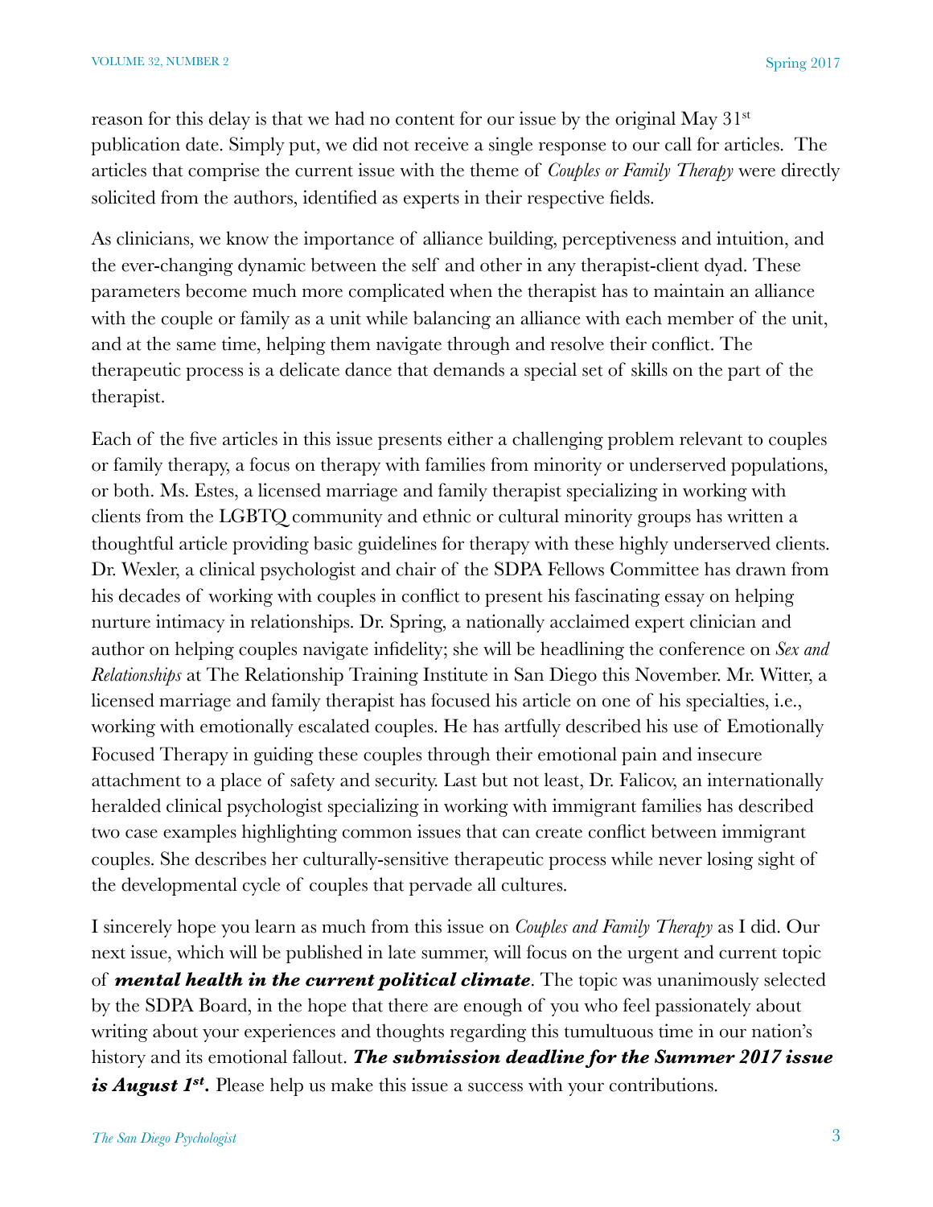reason for this delay is that we had no content for our issue by the original May 31st publication date. Simply put, we did not receive a single response to our call for articles. The articles that comprise the current issue with the theme of *Couples or Family Therapy* were directly solicited from the authors, identified as experts in their respective fields.

As clinicians, we know the importance of alliance building, perceptiveness and intuition, and the ever-changing dynamic between the self and other in any therapist-client dyad. These parameters become much more complicated when the therapist has to maintain an alliance with the couple or family as a unit while balancing an alliance with each member of the unit, and at the same time, helping them navigate through and resolve their conflict. The therapeutic process is a delicate dance that demands a special set of skills on the part of the therapist.

Each of the five articles in this issue presents either a challenging problem relevant to couples or family therapy, a focus on therapy with families from minority or underserved populations, or both. Ms. Estes, a licensed marriage and family therapist specializing in working with clients from the LGBTQ community and ethnic or cultural minority groups has written a thoughtful article providing basic guidelines for therapy with these highly underserved clients. Dr. Wexler, a clinical psychologist and chair of the SDPA Fellows Committee has drawn from his decades of working with couples in conflict to present his fascinating essay on helping nurture intimacy in relationships. Dr. Spring, a nationally acclaimed expert clinician and author on helping couples navigate infidelity; she will be headlining the conference on *Sex and Relationships* at The Relationship Training Institute in San Diego this November. Mr. Witter, a licensed marriage and family therapist has focused his article on one of his specialties, i.e., working with emotionally escalated couples. He has artfully described his use of Emotionally Focused Therapy in guiding these couples through their emotional pain and insecure attachment to a place of safety and security. Last but not least, Dr. Falicov, an internationally heralded clinical psychologist specializing in working with immigrant families has described two case examples highlighting common issues that can create conflict between immigrant couples. She describes her culturally-sensitive therapeutic process while never losing sight of the developmental cycle of couples that pervade all cultures.

I sincerely hope you learn as much from this issue on *Couples and Family Therapy* as I did. Our next issue, which will be published in late summer, will focus on the urgent and current topic of ***mental health in the current political climate***. The topic was unanimously selected by the SDPA Board, in the hope that there are enough of you who feel passionately about writing about your experiences and thoughts regarding this tumultuous time in our nation's history and its emotional fallout. ***The submission deadline for the Summer 2017 issue is August 1st.*** Please help us make this issue a success with your contributions.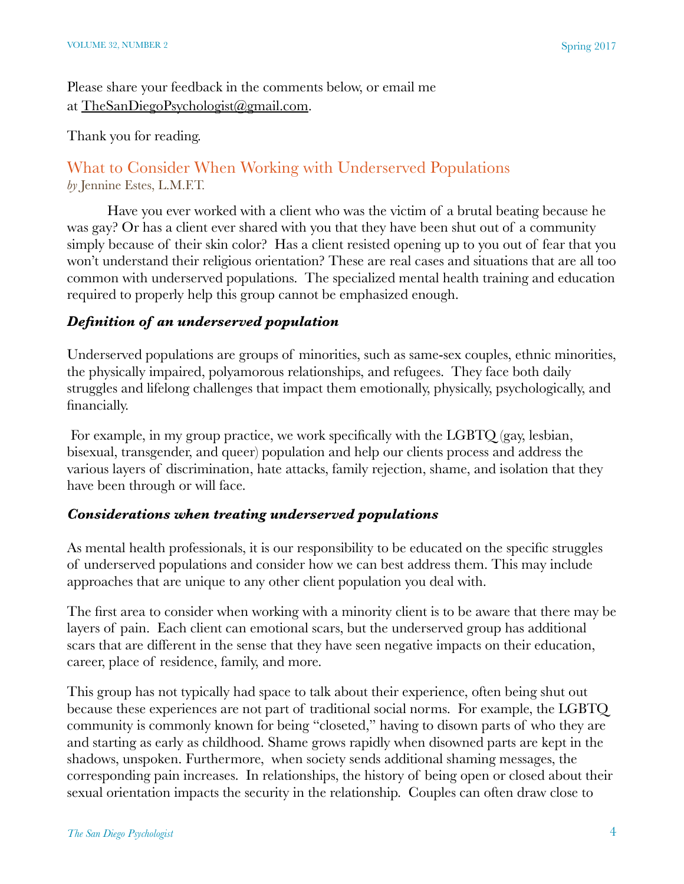Please share your feedback in the comments below, or email me at TheSanDiegoPsychologist@gmail.com.

Thank you for reading.

## What to Consider When Working with Underserved Populations

*by* Jennine Estes, L.M.F.T.

Have you ever worked with a client who was the victim of a brutal beating because he was gay? Or has a client ever shared with you that they have been shut out of a community simply because of their skin color? Has a client resisted opening up to you out of fear that you won't understand their religious orientation? These are real cases and situations that are all too common with underserved populations. The specialized mental health training and education required to properly help this group cannot be emphasized enough.

### ***Definition of an underserved population***

Underserved populations are groups of minorities, such as same-sex couples, ethnic minorities, the physically impaired, polyamorous relationships, and refugees. They face both daily struggles and lifelong challenges that impact them emotionally, physically, psychologically, and financially.

For example, in my group practice, we work specifically with the LGBTQ (gay, lesbian, bisexual, transgender, and queer) population and help our clients process and address the various layers of discrimination, hate attacks, family rejection, shame, and isolation that they have been through or will face.

### ***Considerations when treating underserved populations***

As mental health professionals, it is our responsibility to be educated on the specific struggles of underserved populations and consider how we can best address them. This may include approaches that are unique to any other client population you deal with.

The first area to consider when working with a minority client is to be aware that there may be layers of pain. Each client can emotional scars, but the underserved group has additional scars that are different in the sense that they have seen negative impacts on their education, career, place of residence, family, and more.

This group has not typically had space to talk about their experience, often being shut out because these experiences are not part of traditional social norms. For example, the LGBTQ community is commonly known for being "closeted," having to disown parts of who they are and starting as early as childhood. Shame grows rapidly when disowned parts are kept in the shadows, unspoken. Furthermore, when society sends additional shaming messages, the corresponding pain increases. In relationships, the history of being open or closed about their sexual orientation impacts the security in the relationship. Couples can often draw close to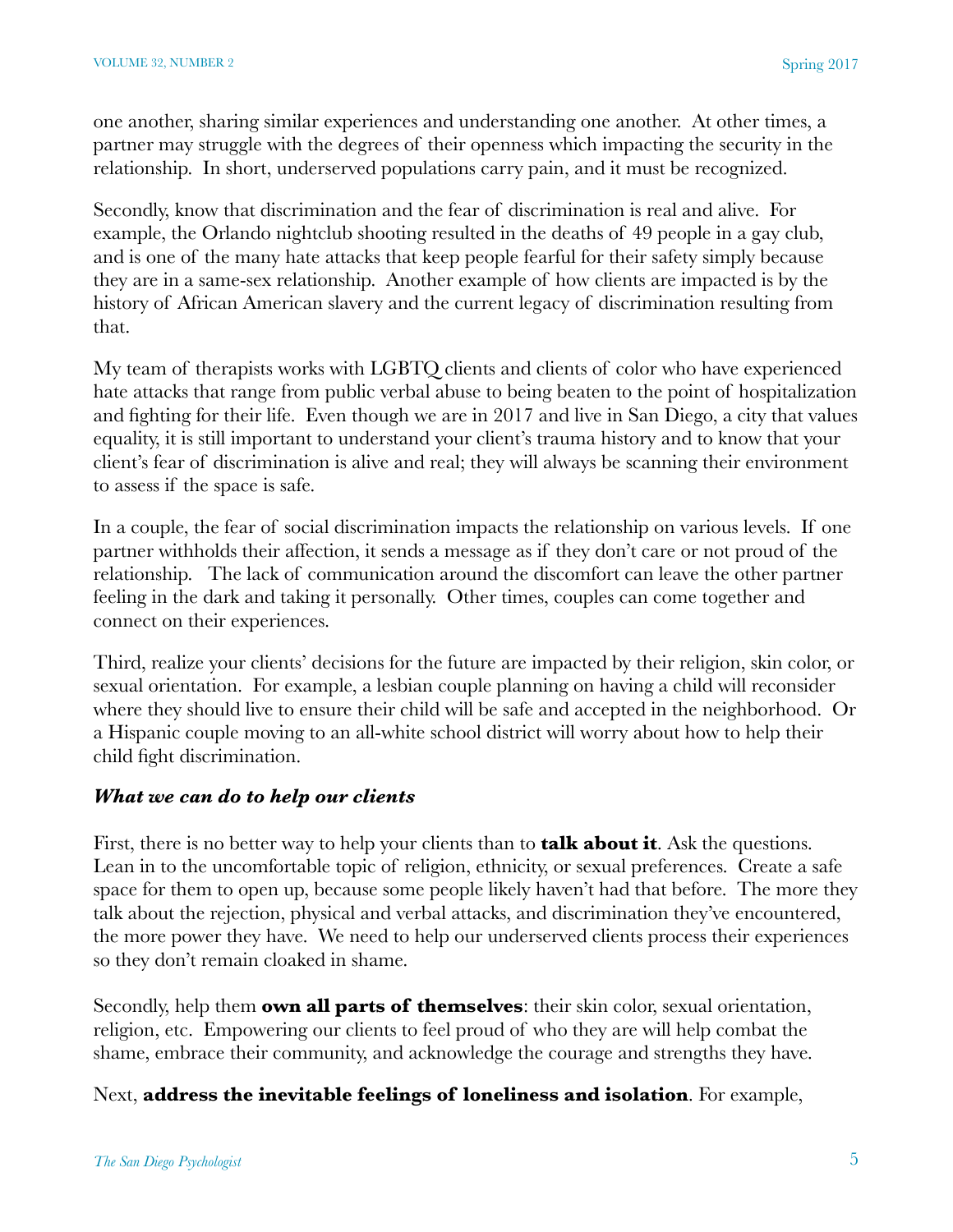one another, sharing similar experiences and understanding one another. At other times, a partner may struggle with the degrees of their openness which impacting the security in the relationship. In short, underserved populations carry pain, and it must be recognized.

Secondly, know that discrimination and the fear of discrimination is real and alive. For example, the Orlando nightclub shooting resulted in the deaths of 49 people in a gay club, and is one of the many hate attacks that keep people fearful for their safety simply because they are in a same-sex relationship. Another example of how clients are impacted is by the history of African American slavery and the current legacy of discrimination resulting from that.

My team of therapists works with LGBTQ clients and clients of color who have experienced hate attacks that range from public verbal abuse to being beaten to the point of hospitalization and fighting for their life. Even though we are in 2017 and live in San Diego, a city that values equality, it is still important to understand your client's trauma history and to know that your client's fear of discrimination is alive and real; they will always be scanning their environment to assess if the space is safe.

In a couple, the fear of social discrimination impacts the relationship on various levels. If one partner withholds their affection, it sends a message as if they don't care or not proud of the relationship. The lack of communication around the discomfort can leave the other partner feeling in the dark and taking it personally. Other times, couples can come together and connect on their experiences.

Third, realize your clients' decisions for the future are impacted by their religion, skin color, or sexual orientation. For example, a lesbian couple planning on having a child will reconsider where they should live to ensure their child will be safe and accepted in the neighborhood. Or a Hispanic couple moving to an all-white school district will worry about how to help their child fight discrimination.

***What we can do to help our clients***

First, there is no better way to help your clients than to **talk about it**. Ask the questions. Lean in to the uncomfortable topic of religion, ethnicity, or sexual preferences. Create a safe space for them to open up, because some people likely haven't had that before. The more they talk about the rejection, physical and verbal attacks, and discrimination they've encountered, the more power they have. We need to help our underserved clients process their experiences so they don't remain cloaked in shame.

Secondly, help them **own all parts of themselves**: their skin color, sexual orientation, religion, etc. Empowering our clients to feel proud of who they are will help combat the shame, embrace their community, and acknowledge the courage and strengths they have.

Next, **address the inevitable feelings of loneliness and isolation**. For example,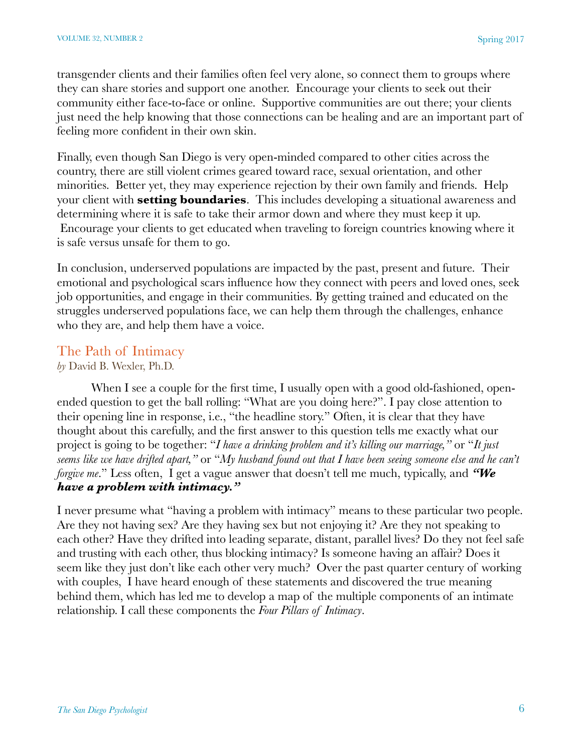transgender clients and their families often feel very alone, so connect them to groups where they can share stories and support one another. Encourage your clients to seek out their community either face-to-face or online. Supportive communities are out there; your clients just need the help knowing that those connections can be healing and are an important part of feeling more confident in their own skin.

Finally, even though San Diego is very open-minded compared to other cities across the country, there are still violent crimes geared toward race, sexual orientation, and other minorities. Better yet, they may experience rejection by their own family and friends. Help your client with **setting boundaries**. This includes developing a situational awareness and determining where it is safe to take their armor down and where they must keep it up. Encourage your clients to get educated when traveling to foreign countries knowing where it is safe versus unsafe for them to go.

In conclusion, underserved populations are impacted by the past, present and future. Their emotional and psychological scars influence how they connect with peers and loved ones, seek job opportunities, and engage in their communities. By getting trained and educated on the struggles underserved populations face, we can help them through the challenges, enhance who they are, and help them have a voice.

## The Path of Intimacy

*by* David B. Wexler, Ph.D.

When I see a couple for the first time, I usually open with a good old-fashioned, open-ended question to get the ball rolling: "What are you doing here?". I pay close attention to their opening line in response, i.e., "the headline story." Often, it is clear that they have thought about this carefully, and the first answer to this question tells me exactly what our project is going to be together: "*I have a drinking problem and it's killing our marriage,"* or "*It just seems like we have drifted apart,"* or "*My husband found out that I have been seeing someone else and he can't forgive me*." Less often, I get a vague answer that doesn't tell me much, typically, and ***"We have a problem with intimacy."***

I never presume what "having a problem with intimacy" means to these particular two people. Are they not having sex? Are they having sex but not enjoying it? Are they not speaking to each other? Have they drifted into leading separate, distant, parallel lives? Do they not feel safe and trusting with each other, thus blocking intimacy? Is someone having an affair? Does it seem like they just don't like each other very much? Over the past quarter century of working with couples, I have heard enough of these statements and discovered the true meaning behind them, which has led me to develop a map of the multiple components of an intimate relationship. I call these components the *Four Pillars of Intimacy*.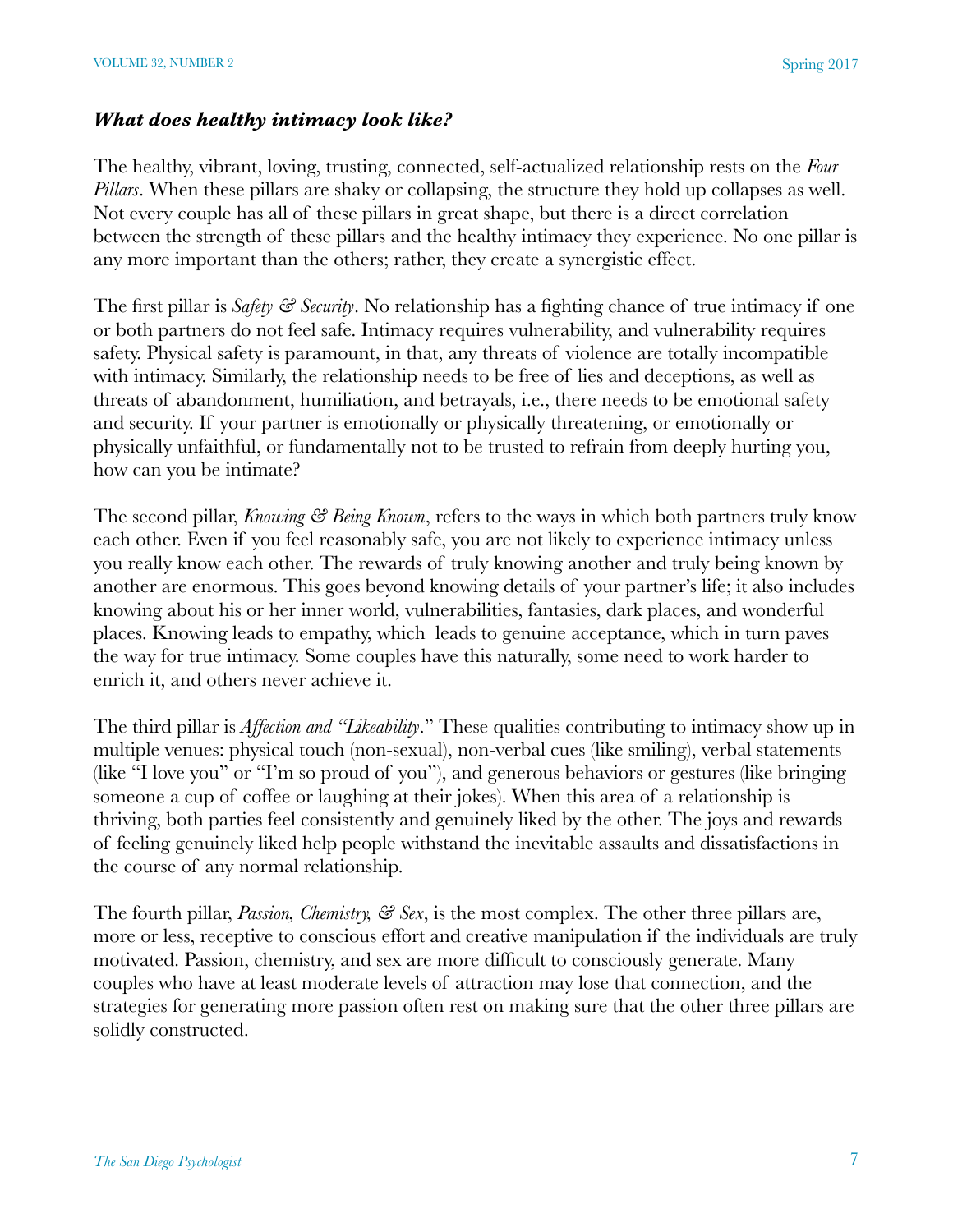### ***What does healthy intimacy look like?***

The healthy, vibrant, loving, trusting, connected, self-actualized relationship rests on the *Four Pillars*. When these pillars are shaky or collapsing, the structure they hold up collapses as well. Not every couple has all of these pillars in great shape, but there is a direct correlation between the strength of these pillars and the healthy intimacy they experience. No one pillar is any more important than the others; rather, they create a synergistic effect.

The first pillar is *Safety & Security*. No relationship has a fighting chance of true intimacy if one or both partners do not feel safe. Intimacy requires vulnerability, and vulnerability requires safety. Physical safety is paramount, in that, any threats of violence are totally incompatible with intimacy. Similarly, the relationship needs to be free of lies and deceptions, as well as threats of abandonment, humiliation, and betrayals, i.e., there needs to be emotional safety and security. If your partner is emotionally or physically threatening, or emotionally or physically unfaithful, or fundamentally not to be trusted to refrain from deeply hurting you, how can you be intimate?

The second pillar, *Knowing & Being Known*, refers to the ways in which both partners truly know each other. Even if you feel reasonably safe, you are not likely to experience intimacy unless you really know each other. The rewards of truly knowing another and truly being known by another are enormous. This goes beyond knowing details of your partner's life; it also includes knowing about his or her inner world, vulnerabilities, fantasies, dark places, and wonderful places. Knowing leads to empathy, which leads to genuine acceptance, which in turn paves the way for true intimacy. Some couples have this naturally, some need to work harder to enrich it, and others never achieve it.

The third pillar is *Affection and "Likeability*." These qualities contributing to intimacy show up in multiple venues: physical touch (non-sexual), non-verbal cues (like smiling), verbal statements (like "I love you" or "I'm so proud of you"), and generous behaviors or gestures (like bringing someone a cup of coffee or laughing at their jokes). When this area of a relationship is thriving, both parties feel consistently and genuinely liked by the other. The joys and rewards of feeling genuinely liked help people withstand the inevitable assaults and dissatisfactions in the course of any normal relationship.

The fourth pillar, *Passion, Chemistry, & Sex*, is the most complex. The other three pillars are, more or less, receptive to conscious effort and creative manipulation if the individuals are truly motivated. Passion, chemistry, and sex are more difficult to consciously generate. Many couples who have at least moderate levels of attraction may lose that connection, and the strategies for generating more passion often rest on making sure that the other three pillars are solidly constructed.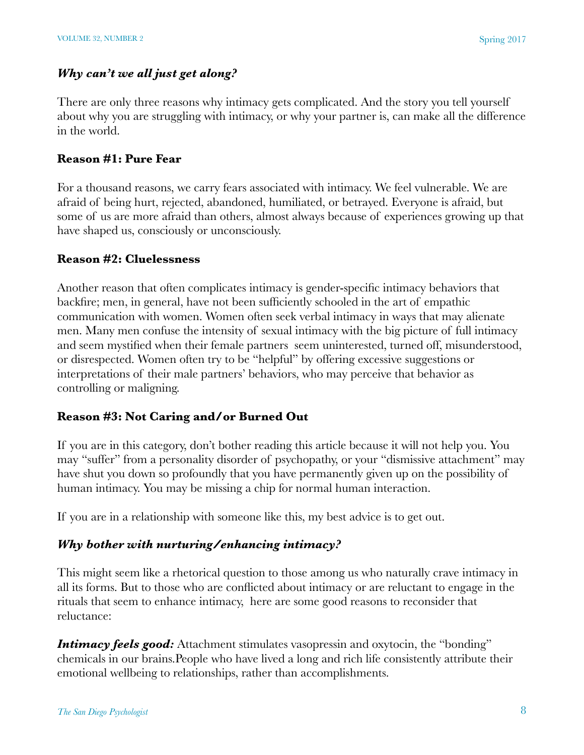### *Why can't we all just get along?*

There are only three reasons why intimacy gets complicated. And the story you tell yourself about why you are struggling with intimacy, or why your partner is, can make all the difference in the world.

**Reason #1: Pure Fear**

For a thousand reasons, we carry fears associated with intimacy. We feel vulnerable. We are afraid of being hurt, rejected, abandoned, humiliated, or betrayed. Everyone is afraid, but some of us are more afraid than others, almost always because of experiences growing up that have shaped us, consciously or unconsciously.

**Reason #2: Cluelessness**

Another reason that often complicates intimacy is gender-specific intimacy behaviors that backfire; men, in general, have not been sufficiently schooled in the art of empathic communication with women. Women often seek verbal intimacy in ways that may alienate men. Many men confuse the intensity of sexual intimacy with the big picture of full intimacy and seem mystified when their female partners seem uninterested, turned off, misunderstood, or disrespected. Women often try to be "helpful" by offering excessive suggestions or interpretations of their male partners' behaviors, who may perceive that behavior as controlling or maligning.

**Reason #3: Not Caring and/or Burned Out**

If you are in this category, don't bother reading this article because it will not help you. You may "suffer" from a personality disorder of psychopathy, or your "dismissive attachment" may have shut you down so profoundly that you have permanently given up on the possibility of human intimacy. You may be missing a chip for normal human interaction.

If you are in a relationship with someone like this, my best advice is to get out.

### *Why bother with nurturing/enhancing intimacy?*

This might seem like a rhetorical question to those among us who naturally crave intimacy in all its forms. But to those who are conflicted about intimacy or are reluctant to engage in the rituals that seem to enhance intimacy, here are some good reasons to reconsider that reluctance:

***Intimacy feels good:*** Attachment stimulates vasopressin and oxytocin, the "bonding" chemicals in our brains.People who have lived a long and rich life consistently attribute their emotional wellbeing to relationships, rather than accomplishments.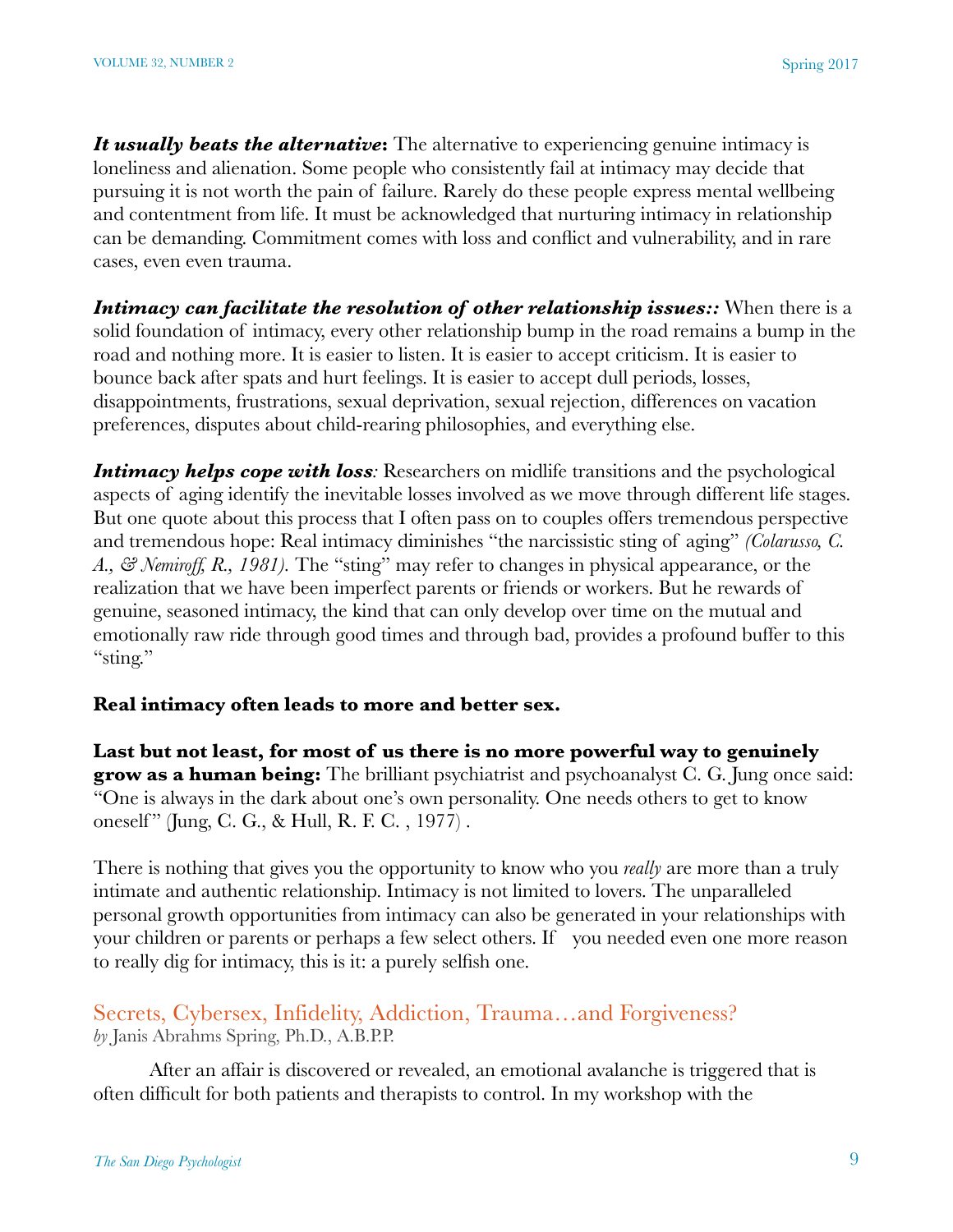***It usually beats the alternative*****:** The alternative to experiencing genuine intimacy is loneliness and alienation. Some people who consistently fail at intimacy may decide that pursuing it is not worth the pain of failure. Rarely do these people express mental wellbeing and contentment from life. It must be acknowledged that nurturing intimacy in relationship can be demanding. Commitment comes with loss and conflict and vulnerability, and in rare cases, even even trauma.

***Intimacy can facilitate the resolution of other relationship issues::*** When there is a solid foundation of intimacy, every other relationship bump in the road remains a bump in the road and nothing more. It is easier to listen. It is easier to accept criticism. It is easier to bounce back after spats and hurt feelings. It is easier to accept dull periods, losses, disappointments, frustrations, sexual deprivation, sexual rejection, differences on vacation preferences, disputes about child-rearing philosophies, and everything else.

***Intimacy helps cope with loss****:* Researchers on midlife transitions and the psychological aspects of aging identify the inevitable losses involved as we move through different life stages. But one quote about this process that I often pass on to couples offers tremendous perspective and tremendous hope: Real intimacy diminishes "the narcissistic sting of aging" *(Colarusso, C. A., & Nemiroff, R., 1981).* The "sting" may refer to changes in physical appearance, or the realization that we have been imperfect parents or friends or workers. But he rewards of genuine, seasoned intimacy, the kind that can only develop over time on the mutual and emotionally raw ride through good times and through bad, provides a profound buffer to this "sting."

**Real intimacy often leads to more and better sex.**

**Last but not least, for most of us there is no more powerful way to genuinely grow as a human being:** The brilliant psychiatrist and psychoanalyst C. G. Jung once said: "One is always in the dark about one's own personality. One needs others to get to know oneself" (Jung, C. G., & Hull, R. F. C. , 1977) .

There is nothing that gives you the opportunity to know who you *really* are more than a truly intimate and authentic relationship. Intimacy is not limited to lovers. The unparalleled personal growth opportunities from intimacy can also be generated in your relationships with your children or parents or perhaps a few select others. If you needed even one more reason to really dig for intimacy, this is it: a purely selfish one.

## Secrets, Cybersex, Infidelity, Addiction, Trauma…and Forgiveness?

*by* Janis Abrahms Spring, Ph.D., A.B.P.P.

After an affair is discovered or revealed, an emotional avalanche is triggered that is often difficult for both patients and therapists to control. In my workshop with the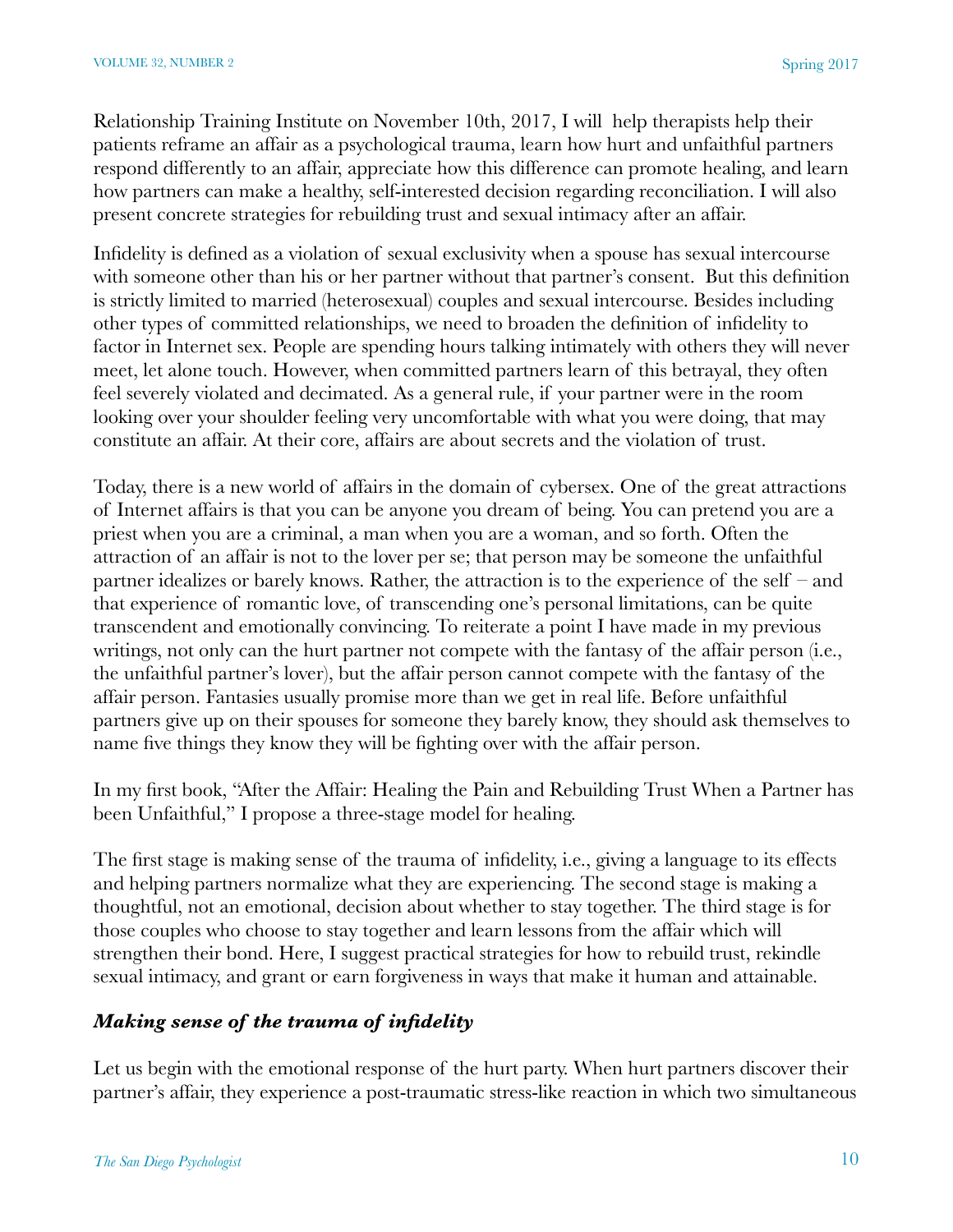Relationship Training Institute on November 10th, 2017, I will help therapists help their patients reframe an affair as a psychological trauma, learn how hurt and unfaithful partners respond differently to an affair, appreciate how this difference can promote healing, and learn how partners can make a healthy, self-interested decision regarding reconciliation. I will also present concrete strategies for rebuilding trust and sexual intimacy after an affair.

Infidelity is defined as a violation of sexual exclusivity when a spouse has sexual intercourse with someone other than his or her partner without that partner's consent. But this definition is strictly limited to married (heterosexual) couples and sexual intercourse. Besides including other types of committed relationships, we need to broaden the definition of infidelity to factor in Internet sex. People are spending hours talking intimately with others they will never meet, let alone touch. However, when committed partners learn of this betrayal, they often feel severely violated and decimated. As a general rule, if your partner were in the room looking over your shoulder feeling very uncomfortable with what you were doing, that may constitute an affair. At their core, affairs are about secrets and the violation of trust.

Today, there is a new world of affairs in the domain of cybersex. One of the great attractions of Internet affairs is that you can be anyone you dream of being. You can pretend you are a priest when you are a criminal, a man when you are a woman, and so forth. Often the attraction of an affair is not to the lover per se; that person may be someone the unfaithful partner idealizes or barely knows. Rather, the attraction is to the experience of the self – and that experience of romantic love, of transcending one's personal limitations, can be quite transcendent and emotionally convincing. To reiterate a point I have made in my previous writings, not only can the hurt partner not compete with the fantasy of the affair person (i.e., the unfaithful partner's lover), but the affair person cannot compete with the fantasy of the affair person. Fantasies usually promise more than we get in real life. Before unfaithful partners give up on their spouses for someone they barely know, they should ask themselves to name five things they know they will be fighting over with the affair person.

In my first book, "After the Affair: Healing the Pain and Rebuilding Trust When a Partner has been Unfaithful," I propose a three-stage model for healing.

The first stage is making sense of the trauma of infidelity, i.e., giving a language to its effects and helping partners normalize what they are experiencing. The second stage is making a thoughtful, not an emotional, decision about whether to stay together. The third stage is for those couples who choose to stay together and learn lessons from the affair which will strengthen their bond. Here, I suggest practical strategies for how to rebuild trust, rekindle sexual intimacy, and grant or earn forgiveness in ways that make it human and attainable.

### *Making sense of the trauma of infidelity*

Let us begin with the emotional response of the hurt party. When hurt partners discover their partner's affair, they experience a post-traumatic stress-like reaction in which two simultaneous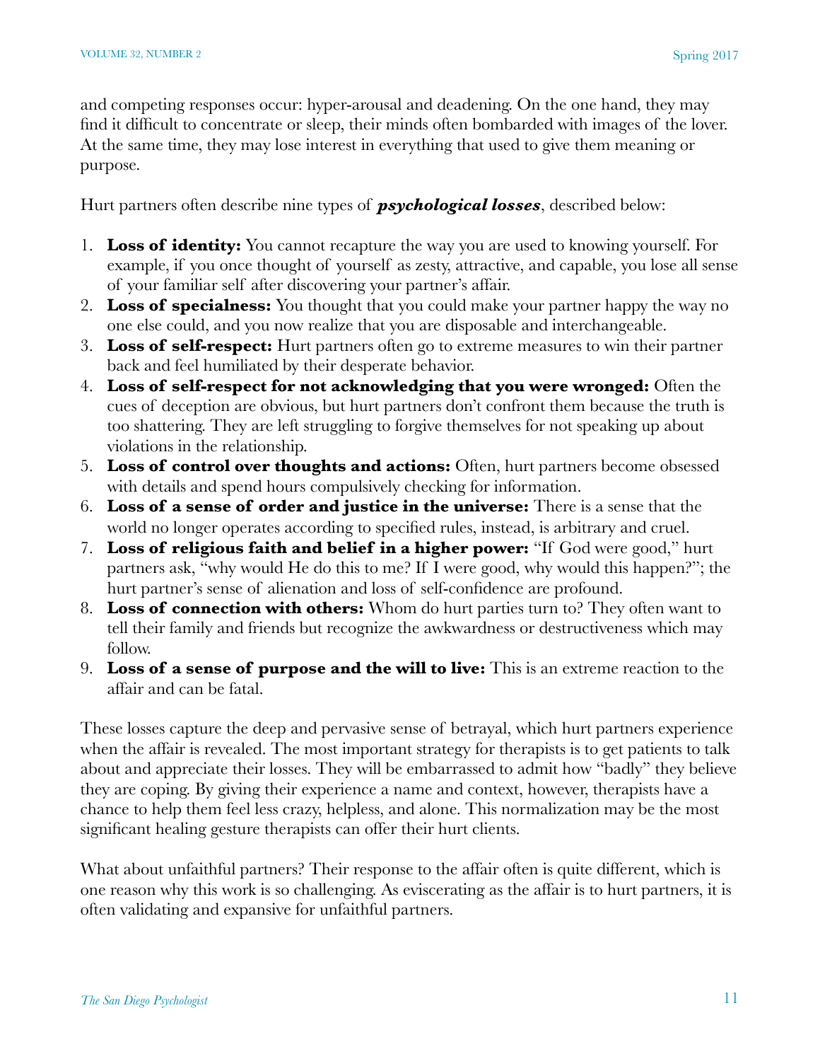and competing responses occur: hyper-arousal and deadening. On the one hand, they may find it difficult to concentrate or sleep, their minds often bombarded with images of the lover. At the same time, they may lose interest in everything that used to give them meaning or purpose.

Hurt partners often describe nine types of ***psychological losses***, described below:

1. **Loss of identity:** You cannot recapture the way you are used to knowing yourself. For example, if you once thought of yourself as zesty, attractive, and capable, you lose all sense of your familiar self after discovering your partner's affair.
2. **Loss of specialness:** You thought that you could make your partner happy the way no one else could, and you now realize that you are disposable and interchangeable.
3. **Loss of self-respect:** Hurt partners often go to extreme measures to win their partner back and feel humiliated by their desperate behavior.
4. **Loss of self-respect for not acknowledging that you were wronged:** Often the cues of deception are obvious, but hurt partners don't confront them because the truth is too shattering. They are left struggling to forgive themselves for not speaking up about violations in the relationship.
5. **Loss of control over thoughts and actions:** Often, hurt partners become obsessed with details and spend hours compulsively checking for information.
6. **Loss of a sense of order and justice in the universe:** There is a sense that the world no longer operates according to specified rules, instead, is arbitrary and cruel.
7. **Loss of religious faith and belief in a higher power:** "If God were good," hurt partners ask, "why would He do this to me? If I were good, why would this happen?"; the hurt partner's sense of alienation and loss of self-confidence are profound.
8. **Loss of connection with others:** Whom do hurt parties turn to? They often want to tell their family and friends but recognize the awkwardness or destructiveness which may follow.
9. **Loss of a sense of purpose and the will to live:** This is an extreme reaction to the affair and can be fatal.

These losses capture the deep and pervasive sense of betrayal, which hurt partners experience when the affair is revealed. The most important strategy for therapists is to get patients to talk about and appreciate their losses. They will be embarrassed to admit how "badly" they believe they are coping. By giving their experience a name and context, however, therapists have a chance to help them feel less crazy, helpless, and alone. This normalization may be the most significant healing gesture therapists can offer their hurt clients.

What about unfaithful partners? Their response to the affair often is quite different, which is one reason why this work is so challenging. As eviscerating as the affair is to hurt partners, it is often validating and expansive for unfaithful partners.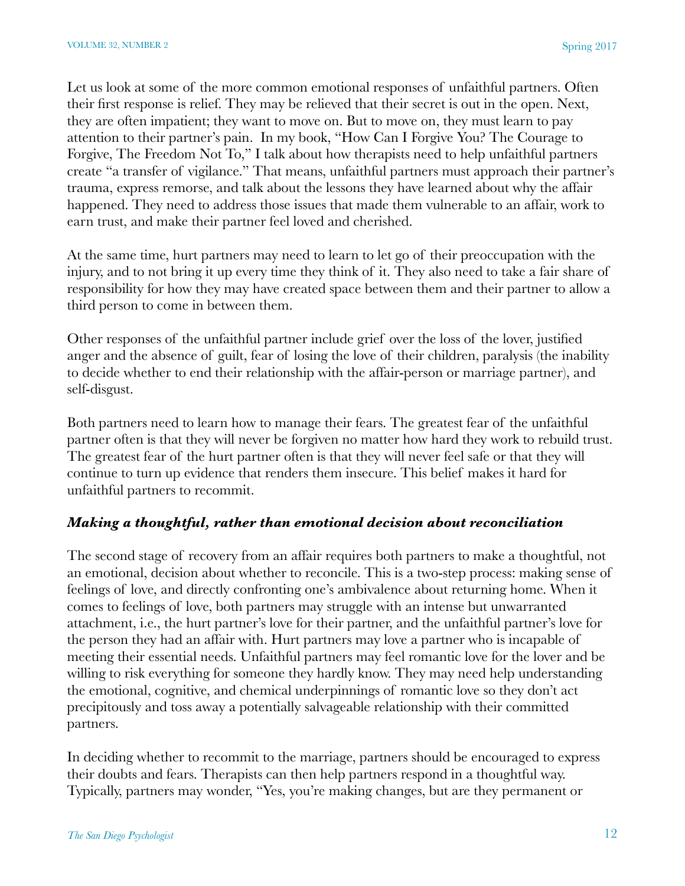Let us look at some of the more common emotional responses of unfaithful partners. Often their first response is relief. They may be relieved that their secret is out in the open. Next, they are often impatient; they want to move on. But to move on, they must learn to pay attention to their partner's pain. In my book, "How Can I Forgive You? The Courage to Forgive, The Freedom Not To," I talk about how therapists need to help unfaithful partners create "a transfer of vigilance." That means, unfaithful partners must approach their partner's trauma, express remorse, and talk about the lessons they have learned about why the affair happened. They need to address those issues that made them vulnerable to an affair, work to earn trust, and make their partner feel loved and cherished.

At the same time, hurt partners may need to learn to let go of their preoccupation with the injury, and to not bring it up every time they think of it. They also need to take a fair share of responsibility for how they may have created space between them and their partner to allow a third person to come in between them.

Other responses of the unfaithful partner include grief over the loss of the lover, justified anger and the absence of guilt, fear of losing the love of their children, paralysis (the inability to decide whether to end their relationship with the affair-person or marriage partner), and self-disgust.

Both partners need to learn how to manage their fears. The greatest fear of the unfaithful partner often is that they will never be forgiven no matter how hard they work to rebuild trust. The greatest fear of the hurt partner often is that they will never feel safe or that they will continue to turn up evidence that renders them insecure. This belief makes it hard for unfaithful partners to recommit.

### *Making a thoughtful, rather than emotional decision about reconciliation*

The second stage of recovery from an affair requires both partners to make a thoughtful, not an emotional, decision about whether to reconcile. This is a two-step process: making sense of feelings of love, and directly confronting one's ambivalence about returning home. When it comes to feelings of love, both partners may struggle with an intense but unwarranted attachment, i.e., the hurt partner's love for their partner, and the unfaithful partner's love for the person they had an affair with. Hurt partners may love a partner who is incapable of meeting their essential needs. Unfaithful partners may feel romantic love for the lover and be willing to risk everything for someone they hardly know. They may need help understanding the emotional, cognitive, and chemical underpinnings of romantic love so they don't act precipitously and toss away a potentially salvageable relationship with their committed partners.

In deciding whether to recommit to the marriage, partners should be encouraged to express their doubts and fears. Therapists can then help partners respond in a thoughtful way. Typically, partners may wonder, "Yes, you're making changes, but are they permanent or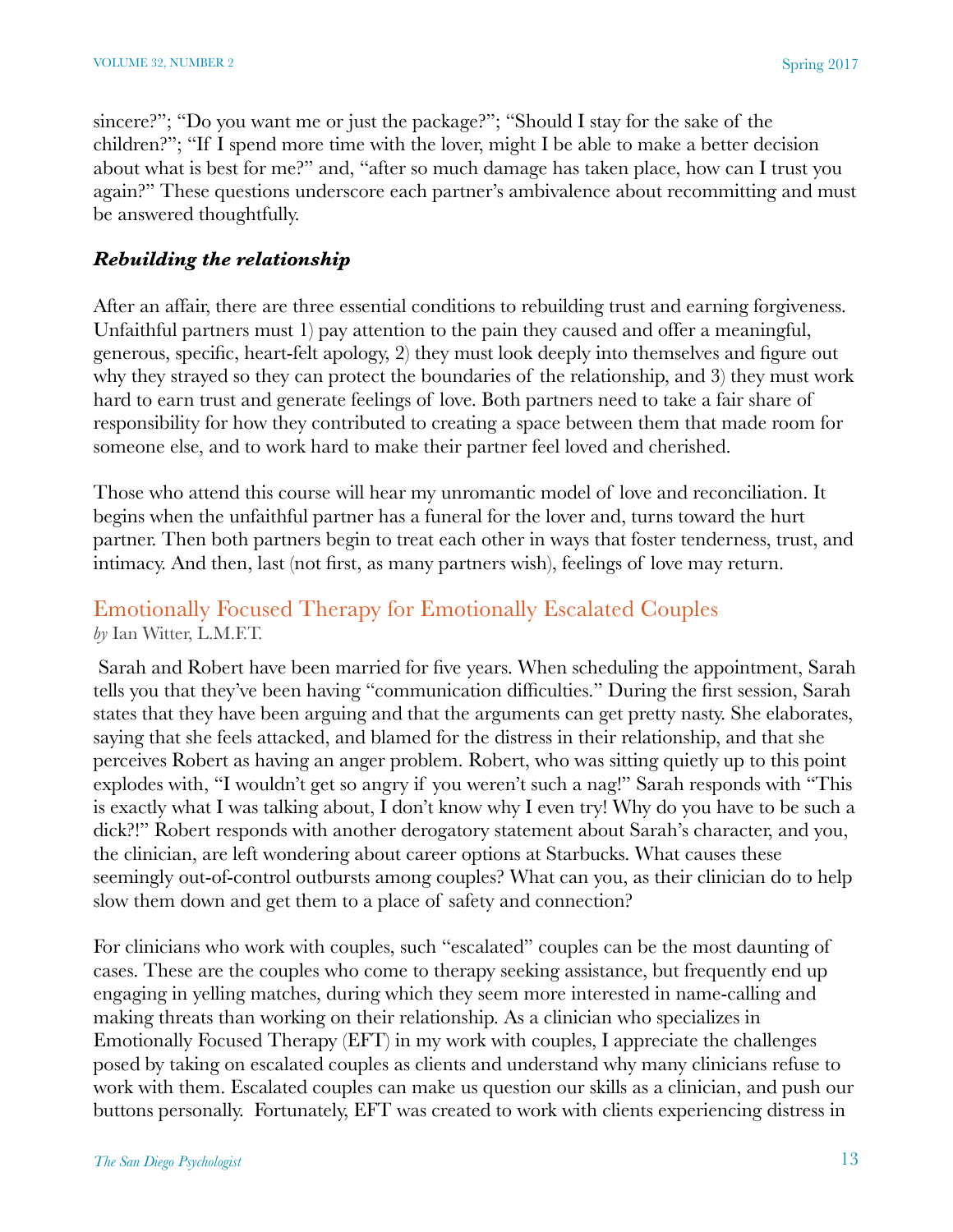sincere?"; "Do you want me or just the package?"; "Should I stay for the sake of the children?"; "If I spend more time with the lover, might I be able to make a better decision about what is best for me?" and, "after so much damage has taken place, how can I trust you again?" These questions underscore each partner's ambivalence about recommitting and must be answered thoughtfully.

### ***Rebuilding the relationship***

After an affair, there are three essential conditions to rebuilding trust and earning forgiveness. Unfaithful partners must 1) pay attention to the pain they caused and offer a meaningful, generous, specific, heart-felt apology, 2) they must look deeply into themselves and figure out why they strayed so they can protect the boundaries of the relationship, and 3) they must work hard to earn trust and generate feelings of love. Both partners need to take a fair share of responsibility for how they contributed to creating a space between them that made room for someone else, and to work hard to make their partner feel loved and cherished.

Those who attend this course will hear my unromantic model of love and reconciliation. It begins when the unfaithful partner has a funeral for the lover and, turns toward the hurt partner. Then both partners begin to treat each other in ways that foster tenderness, trust, and intimacy. And then, last (not first, as many partners wish), feelings of love may return.

## Emotionally Focused Therapy for Emotionally Escalated Couples

*by* Ian Witter, L.M.F.T.

Sarah and Robert have been married for five years. When scheduling the appointment, Sarah tells you that they've been having "communication difficulties." During the first session, Sarah states that they have been arguing and that the arguments can get pretty nasty. She elaborates, saying that she feels attacked, and blamed for the distress in their relationship, and that she perceives Robert as having an anger problem. Robert, who was sitting quietly up to this point explodes with, "I wouldn't get so angry if you weren't such a nag!" Sarah responds with "This is exactly what I was talking about, I don't know why I even try! Why do you have to be such a dick?!" Robert responds with another derogatory statement about Sarah's character, and you, the clinician, are left wondering about career options at Starbucks. What causes these seemingly out-of-control outbursts among couples? What can you, as their clinician do to help slow them down and get them to a place of safety and connection?

For clinicians who work with couples, such "escalated" couples can be the most daunting of cases. These are the couples who come to therapy seeking assistance, but frequently end up engaging in yelling matches, during which they seem more interested in name-calling and making threats than working on their relationship. As a clinician who specializes in Emotionally Focused Therapy (EFT) in my work with couples, I appreciate the challenges posed by taking on escalated couples as clients and understand why many clinicians refuse to work with them. Escalated couples can make us question our skills as a clinician, and push our buttons personally. Fortunately, EFT was created to work with clients experiencing distress in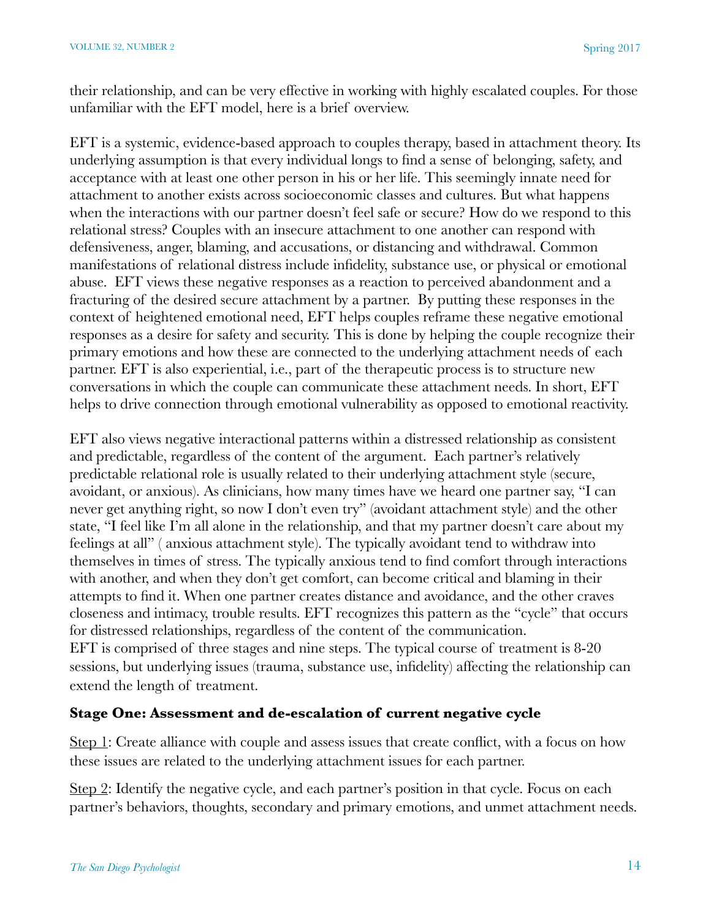their relationship, and can be very effective in working with highly escalated couples. For those unfamiliar with the EFT model, here is a brief overview.

EFT is a systemic, evidence-based approach to couples therapy, based in attachment theory. Its underlying assumption is that every individual longs to find a sense of belonging, safety, and acceptance with at least one other person in his or her life. This seemingly innate need for attachment to another exists across socioeconomic classes and cultures. But what happens when the interactions with our partner doesn't feel safe or secure? How do we respond to this relational stress? Couples with an insecure attachment to one another can respond with defensiveness, anger, blaming, and accusations, or distancing and withdrawal. Common manifestations of relational distress include infidelity, substance use, or physical or emotional abuse. EFT views these negative responses as a reaction to perceived abandonment and a fracturing of the desired secure attachment by a partner. By putting these responses in the context of heightened emotional need, EFT helps couples reframe these negative emotional responses as a desire for safety and security. This is done by helping the couple recognize their primary emotions and how these are connected to the underlying attachment needs of each partner. EFT is also experiential, i.e., part of the therapeutic process is to structure new conversations in which the couple can communicate these attachment needs. In short, EFT helps to drive connection through emotional vulnerability as opposed to emotional reactivity.

EFT also views negative interactional patterns within a distressed relationship as consistent and predictable, regardless of the content of the argument. Each partner's relatively predictable relational role is usually related to their underlying attachment style (secure, avoidant, or anxious). As clinicians, how many times have we heard one partner say, "I can never get anything right, so now I don't even try" (avoidant attachment style) and the other state, "I feel like I'm all alone in the relationship, and that my partner doesn't care about my feelings at all" ( anxious attachment style). The typically avoidant tend to withdraw into themselves in times of stress. The typically anxious tend to find comfort through interactions with another, and when they don't get comfort, can become critical and blaming in their attempts to find it. When one partner creates distance and avoidance, and the other craves closeness and intimacy, trouble results. EFT recognizes this pattern as the "cycle" that occurs for distressed relationships, regardless of the content of the communication.
EFT is comprised of three stages and nine steps. The typical course of treatment is 8-20 sessions, but underlying issues (trauma, substance use, infidelity) affecting the relationship can extend the length of treatment.

**Stage One: Assessment and de-escalation of current negative cycle**

Step 1: Create alliance with couple and assess issues that create conflict, with a focus on how these issues are related to the underlying attachment issues for each partner.

Step 2: Identify the negative cycle, and each partner's position in that cycle. Focus on each partner's behaviors, thoughts, secondary and primary emotions, and unmet attachment needs.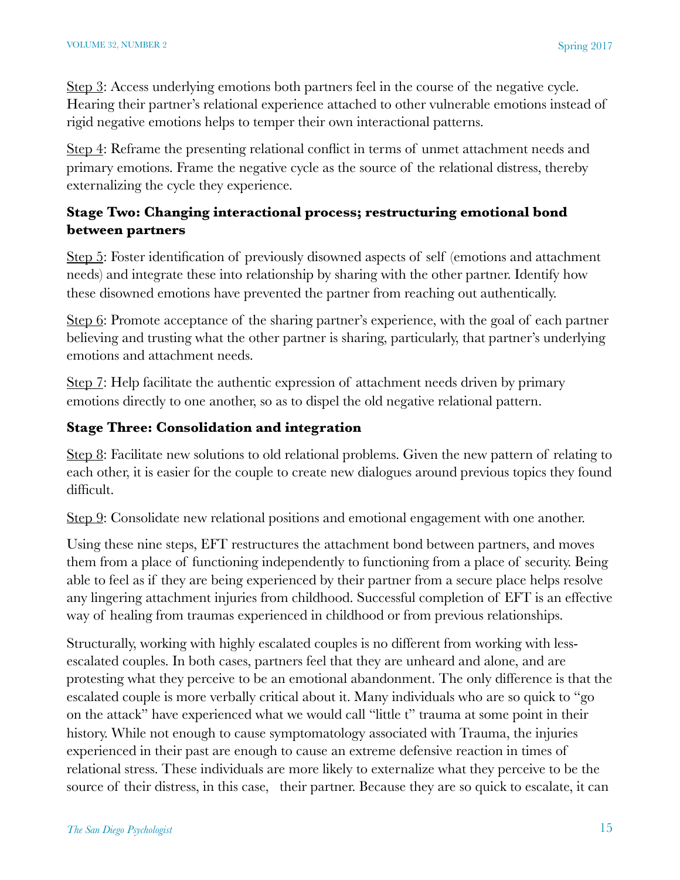Step 3: Access underlying emotions both partners feel in the course of the negative cycle. Hearing their partner's relational experience attached to other vulnerable emotions instead of rigid negative emotions helps to temper their own interactional patterns.

Step 4: Reframe the presenting relational conflict in terms of unmet attachment needs and primary emotions. Frame the negative cycle as the source of the relational distress, thereby externalizing the cycle they experience.

**Stage Two: Changing interactional process; restructuring emotional bond between partners**

Step 5: Foster identification of previously disowned aspects of self (emotions and attachment needs) and integrate these into relationship by sharing with the other partner. Identify how these disowned emotions have prevented the partner from reaching out authentically.

Step 6: Promote acceptance of the sharing partner's experience, with the goal of each partner believing and trusting what the other partner is sharing, particularly, that partner's underlying emotions and attachment needs.

Step 7: Help facilitate the authentic expression of attachment needs driven by primary emotions directly to one another, so as to dispel the old negative relational pattern.

**Stage Three: Consolidation and integration**

Step 8: Facilitate new solutions to old relational problems. Given the new pattern of relating to each other, it is easier for the couple to create new dialogues around previous topics they found difficult.

Step 9: Consolidate new relational positions and emotional engagement with one another.

Using these nine steps, EFT restructures the attachment bond between partners, and moves them from a place of functioning independently to functioning from a place of security. Being able to feel as if they are being experienced by their partner from a secure place helps resolve any lingering attachment injuries from childhood. Successful completion of EFT is an effective way of healing from traumas experienced in childhood or from previous relationships.

Structurally, working with highly escalated couples is no different from working with less-escalated couples. In both cases, partners feel that they are unheard and alone, and are protesting what they perceive to be an emotional abandonment. The only difference is that the escalated couple is more verbally critical about it. Many individuals who are so quick to "go on the attack" have experienced what we would call "little t" trauma at some point in their history. While not enough to cause symptomatology associated with Trauma, the injuries experienced in their past are enough to cause an extreme defensive reaction in times of relational stress. These individuals are more likely to externalize what they perceive to be the source of their distress, in this case, their partner. Because they are so quick to escalate, it can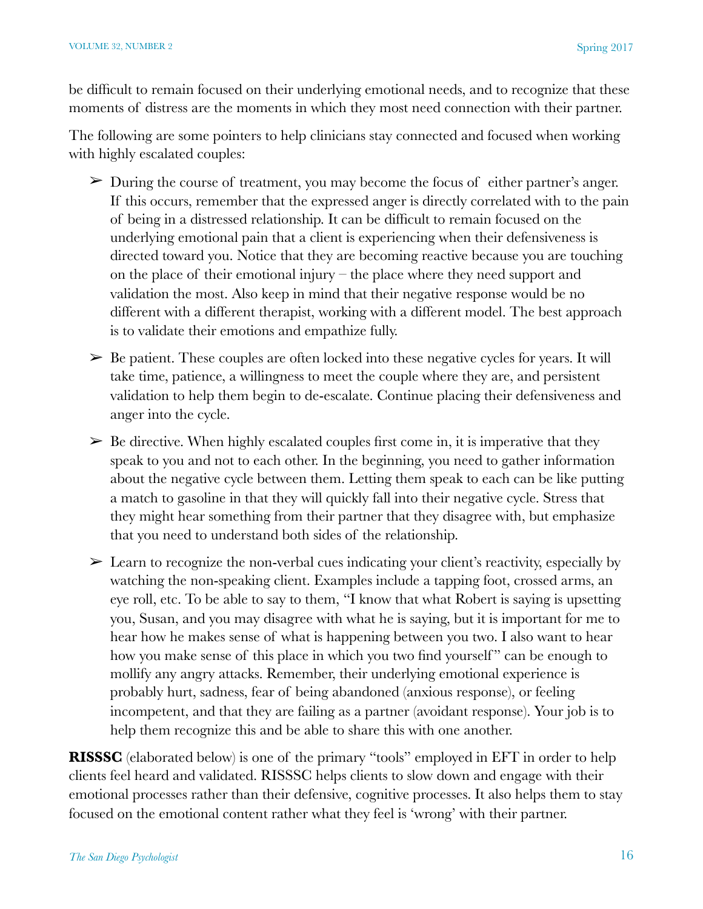be difficult to remain focused on their underlying emotional needs, and to recognize that these moments of distress are the moments in which they most need connection with their partner.

The following are some pointers to help clinicians stay connected and focused when working with highly escalated couples:

- During the course of treatment, you may become the focus of either partner's anger. If this occurs, remember that the expressed anger is directly correlated with to the pain of being in a distressed relationship. It can be difficult to remain focused on the underlying emotional pain that a client is experiencing when their defensiveness is directed toward you. Notice that they are becoming reactive because you are touching on the place of their emotional injury – the place where they need support and validation the most. Also keep in mind that their negative response would be no different with a different therapist, working with a different model. The best approach is to validate their emotions and empathize fully.
- Be patient. These couples are often locked into these negative cycles for years. It will take time, patience, a willingness to meet the couple where they are, and persistent validation to help them begin to de-escalate. Continue placing their defensiveness and anger into the cycle.
- Be directive. When highly escalated couples first come in, it is imperative that they speak to you and not to each other. In the beginning, you need to gather information about the negative cycle between them. Letting them speak to each can be like putting a match to gasoline in that they will quickly fall into their negative cycle. Stress that they might hear something from their partner that they disagree with, but emphasize that you need to understand both sides of the relationship.
- Learn to recognize the non-verbal cues indicating your client's reactivity, especially by watching the non-speaking client. Examples include a tapping foot, crossed arms, an eye roll, etc. To be able to say to them, "I know that what Robert is saying is upsetting you, Susan, and you may disagree with what he is saying, but it is important for me to hear how he makes sense of what is happening between you two. I also want to hear how you make sense of this place in which you two find yourself" can be enough to mollify any angry attacks. Remember, their underlying emotional experience is probably hurt, sadness, fear of being abandoned (anxious response), or feeling incompetent, and that they are failing as a partner (avoidant response). Your job is to help them recognize this and be able to share this with one another.

**RISSSC** (elaborated below) is one of the primary "tools" employed in EFT in order to help clients feel heard and validated. RISSSC helps clients to slow down and engage with their emotional processes rather than their defensive, cognitive processes. It also helps them to stay focused on the emotional content rather what they feel is 'wrong' with their partner.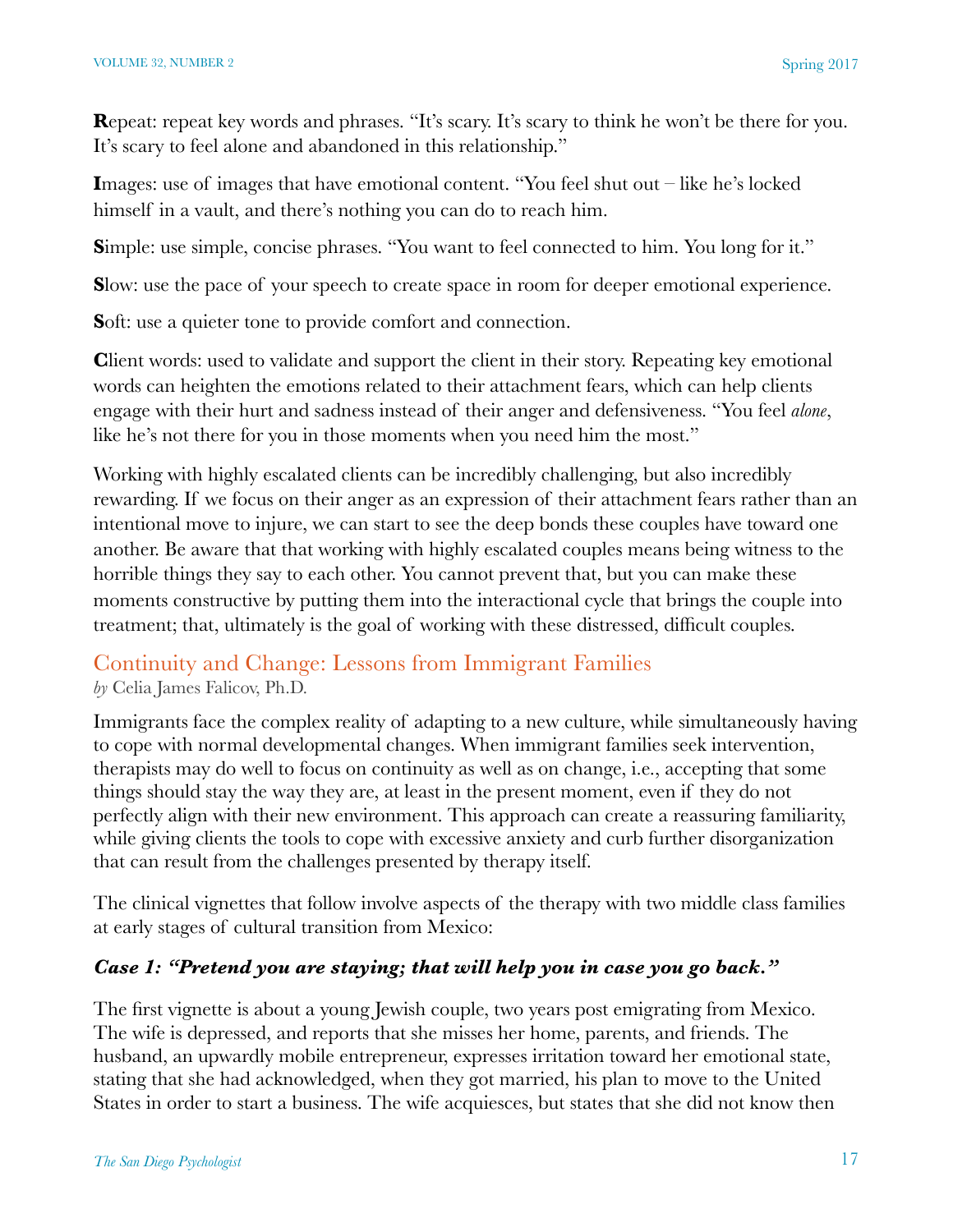**R**epeat: repeat key words and phrases. "It's scary. It's scary to think he won't be there for you. It's scary to feel alone and abandoned in this relationship."

**I**mages: use of images that have emotional content. "You feel shut out – like he's locked himself in a vault, and there's nothing you can do to reach him.

**S**imple: use simple, concise phrases. "You want to feel connected to him. You long for it."

**S**low: use the pace of your speech to create space in room for deeper emotional experience.

**S**oft: use a quieter tone to provide comfort and connection.

**C**lient words: used to validate and support the client in their story. Repeating key emotional words can heighten the emotions related to their attachment fears, which can help clients engage with their hurt and sadness instead of their anger and defensiveness. "You feel *alone*, like he's not there for you in those moments when you need him the most."

Working with highly escalated clients can be incredibly challenging, but also incredibly rewarding. If we focus on their anger as an expression of their attachment fears rather than an intentional move to injure, we can start to see the deep bonds these couples have toward one another. Be aware that that working with highly escalated couples means being witness to the horrible things they say to each other. You cannot prevent that, but you can make these moments constructive by putting them into the interactional cycle that brings the couple into treatment; that, ultimately is the goal of working with these distressed, difficult couples.

## Continuity and Change: Lessons from Immigrant Families

*by* Celia James Falicov, Ph.D.

Immigrants face the complex reality of adapting to a new culture, while simultaneously having to cope with normal developmental changes. When immigrant families seek intervention, therapists may do well to focus on continuity as well as on change, i.e., accepting that some things should stay the way they are, at least in the present moment, even if they do not perfectly align with their new environment. This approach can create a reassuring familiarity, while giving clients the tools to cope with excessive anxiety and curb further disorganization that can result from the challenges presented by therapy itself.

The clinical vignettes that follow involve aspects of the therapy with two middle class families at early stages of cultural transition from Mexico:

### *Case 1: "Pretend you are staying; that will help you in case you go back."*

The first vignette is about a young Jewish couple, two years post emigrating from Mexico. The wife is depressed, and reports that she misses her home, parents, and friends. The husband, an upwardly mobile entrepreneur, expresses irritation toward her emotional state, stating that she had acknowledged, when they got married, his plan to move to the United States in order to start a business. The wife acquiesces, but states that she did not know then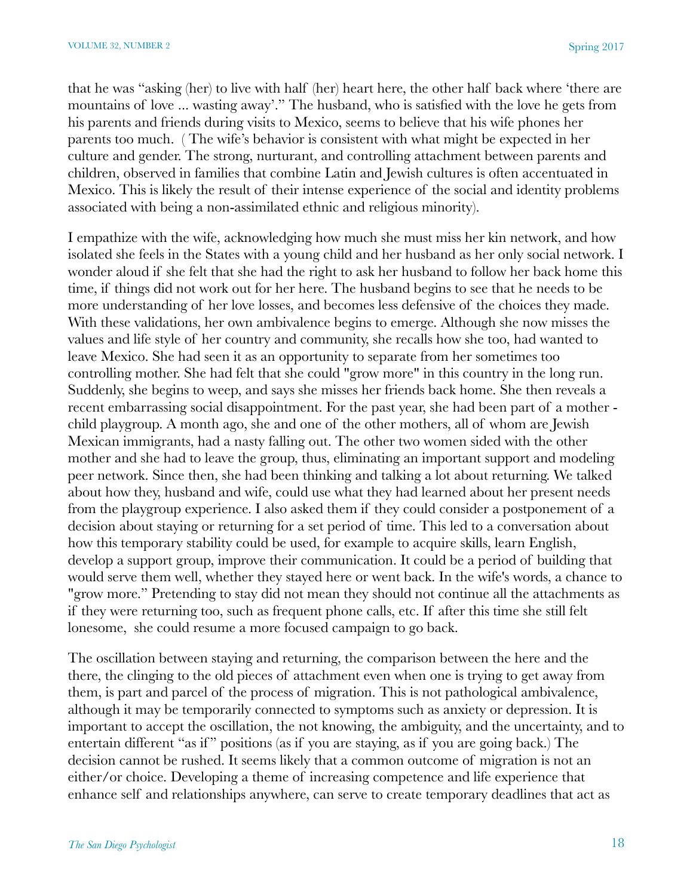that he was "asking (her) to live with half (her) heart here, the other half back where 'there are mountains of love ... wasting away'." The husband, who is satisfied with the love he gets from his parents and friends during visits to Mexico, seems to believe that his wife phones her parents too much. ( The wife's behavior is consistent with what might be expected in her culture and gender. The strong, nurturant, and controlling attachment between parents and children, observed in families that combine Latin and Jewish cultures is often accentuated in Mexico. This is likely the result of their intense experience of the social and identity problems associated with being a non-assimilated ethnic and religious minority).

I empathize with the wife, acknowledging how much she must miss her kin network, and how isolated she feels in the States with a young child and her husband as her only social network. I wonder aloud if she felt that she had the right to ask her husband to follow her back home this time, if things did not work out for her here. The husband begins to see that he needs to be more understanding of her love losses, and becomes less defensive of the choices they made. With these validations, her own ambivalence begins to emerge. Although she now misses the values and life style of her country and community, she recalls how she too, had wanted to leave Mexico. She had seen it as an opportunity to separate from her sometimes too controlling mother. She had felt that she could "grow more" in this country in the long run. Suddenly, she begins to weep, and says she misses her friends back home. She then reveals a recent embarrassing social disappointment. For the past year, she had been part of a mother - child playgroup. A month ago, she and one of the other mothers, all of whom are Jewish Mexican immigrants, had a nasty falling out. The other two women sided with the other mother and she had to leave the group, thus, eliminating an important support and modeling peer network. Since then, she had been thinking and talking a lot about returning. We talked about how they, husband and wife, could use what they had learned about her present needs from the playgroup experience. I also asked them if they could consider a postponement of a decision about staying or returning for a set period of time. This led to a conversation about how this temporary stability could be used, for example to acquire skills, learn English, develop a support group, improve their communication. It could be a period of building that would serve them well, whether they stayed here or went back. In the wife's words, a chance to "grow more." Pretending to stay did not mean they should not continue all the attachments as if they were returning too, such as frequent phone calls, etc. If after this time she still felt lonesome, she could resume a more focused campaign to go back.

The oscillation between staying and returning, the comparison between the here and the there, the clinging to the old pieces of attachment even when one is trying to get away from them, is part and parcel of the process of migration. This is not pathological ambivalence, although it may be temporarily connected to symptoms such as anxiety or depression. It is important to accept the oscillation, the not knowing, the ambiguity, and the uncertainty, and to entertain different "as if" positions (as if you are staying, as if you are going back.) The decision cannot be rushed. It seems likely that a common outcome of migration is not an either/or choice. Developing a theme of increasing competence and life experience that enhance self and relationships anywhere, can serve to create temporary deadlines that act as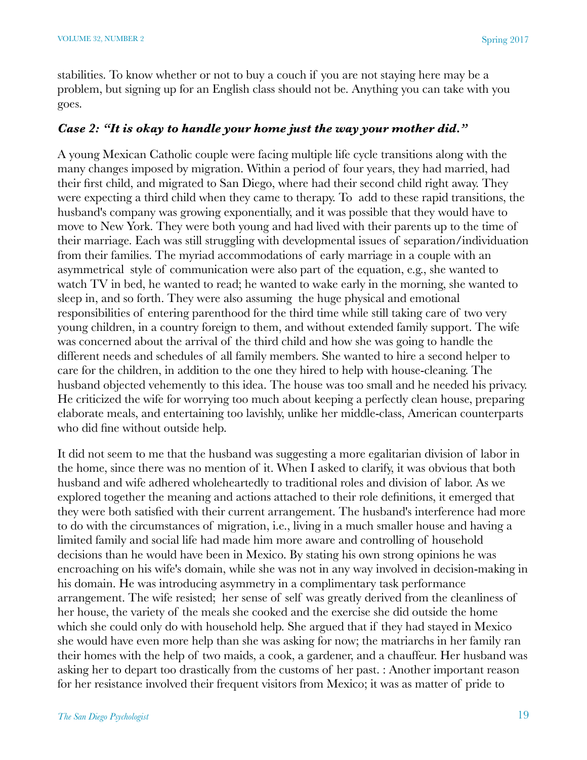stabilities. To know whether or not to buy a couch if you are not staying here may be a problem, but signing up for an English class should not be. Anything you can take with you goes.

### *Case 2: "It is okay to handle your home just the way your mother did."*

A young Mexican Catholic couple were facing multiple life cycle transitions along with the many changes imposed by migration. Within a period of four years, they had married, had their first child, and migrated to San Diego, where had their second child right away. They were expecting a third child when they came to therapy. To add to these rapid transitions, the husband's company was growing exponentially, and it was possible that they would have to move to New York. They were both young and had lived with their parents up to the time of their marriage. Each was still struggling with developmental issues of separation/individuation from their families. The myriad accommodations of early marriage in a couple with an asymmetrical style of communication were also part of the equation, e.g., she wanted to watch TV in bed, he wanted to read; he wanted to wake early in the morning, she wanted to sleep in, and so forth. They were also assuming the huge physical and emotional responsibilities of entering parenthood for the third time while still taking care of two very young children, in a country foreign to them, and without extended family support. The wife was concerned about the arrival of the third child and how she was going to handle the different needs and schedules of all family members. She wanted to hire a second helper to care for the children, in addition to the one they hired to help with house-cleaning. The husband objected vehemently to this idea. The house was too small and he needed his privacy. He criticized the wife for worrying too much about keeping a perfectly clean house, preparing elaborate meals, and entertaining too lavishly, unlike her middle-class, American counterparts who did fine without outside help.

It did not seem to me that the husband was suggesting a more egalitarian division of labor in the home, since there was no mention of it. When I asked to clarify, it was obvious that both husband and wife adhered wholeheartedly to traditional roles and division of labor. As we explored together the meaning and actions attached to their role definitions, it emerged that they were both satisfied with their current arrangement. The husband's interference had more to do with the circumstances of migration, i.e., living in a much smaller house and having a limited family and social life had made him more aware and controlling of household decisions than he would have been in Mexico. By stating his own strong opinions he was encroaching on his wife's domain, while she was not in any way involved in decision-making in his domain. He was introducing asymmetry in a complimentary task performance arrangement. The wife resisted; her sense of self was greatly derived from the cleanliness of her house, the variety of the meals she cooked and the exercise she did outside the home which she could only do with household help. She argued that if they had stayed in Mexico she would have even more help than she was asking for now; the matriarchs in her family ran their homes with the help of two maids, a cook, a gardener, and a chauffeur. Her husband was asking her to depart too drastically from the customs of her past. : Another important reason for her resistance involved their frequent visitors from Mexico; it was as matter of pride to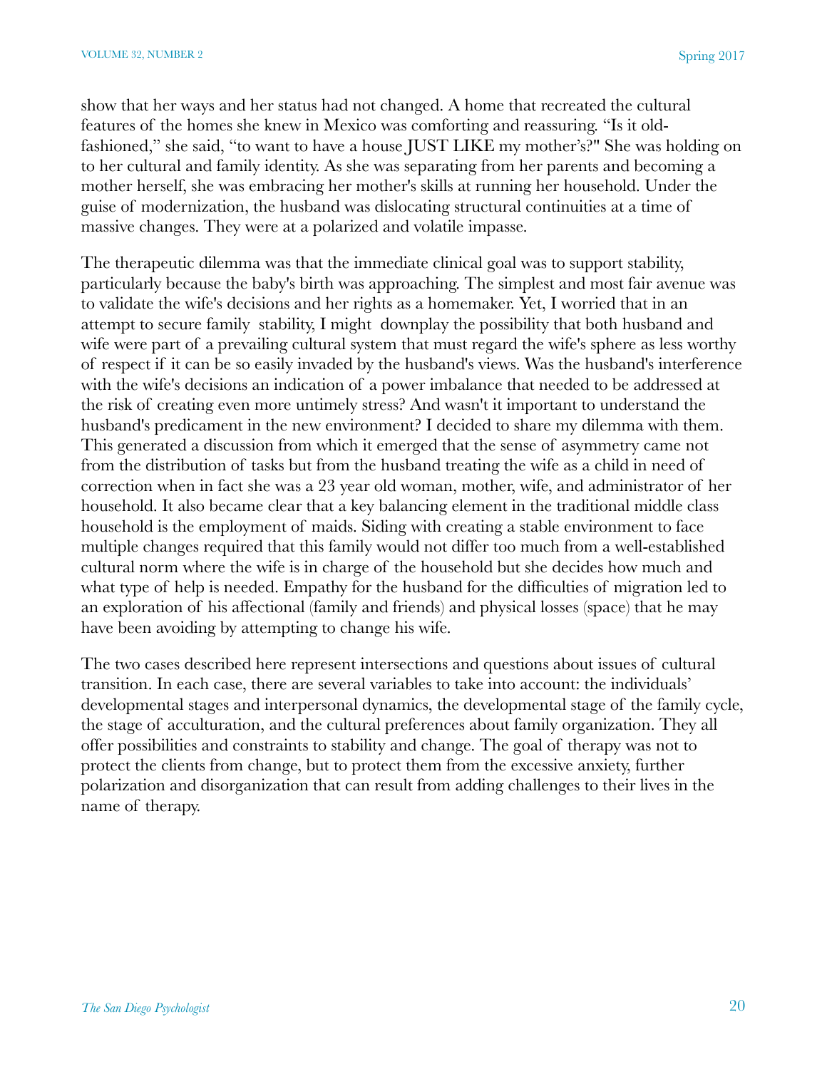show that her ways and her status had not changed. A home that recreated the cultural features of the homes she knew in Mexico was comforting and reassuring. "Is it old-fashioned," she said, "to want to have a house JUST LIKE my mother's?" She was holding on to her cultural and family identity. As she was separating from her parents and becoming a mother herself, she was embracing her mother's skills at running her household. Under the guise of modernization, the husband was dislocating structural continuities at a time of massive changes. They were at a polarized and volatile impasse.

The therapeutic dilemma was that the immediate clinical goal was to support stability, particularly because the baby's birth was approaching. The simplest and most fair avenue was to validate the wife's decisions and her rights as a homemaker. Yet, I worried that in an attempt to secure family stability, I might downplay the possibility that both husband and wife were part of a prevailing cultural system that must regard the wife's sphere as less worthy of respect if it can be so easily invaded by the husband's views. Was the husband's interference with the wife's decisions an indication of a power imbalance that needed to be addressed at the risk of creating even more untimely stress? And wasn't it important to understand the husband's predicament in the new environment? I decided to share my dilemma with them. This generated a discussion from which it emerged that the sense of asymmetry came not from the distribution of tasks but from the husband treating the wife as a child in need of correction when in fact she was a 23 year old woman, mother, wife, and administrator of her household. It also became clear that a key balancing element in the traditional middle class household is the employment of maids. Siding with creating a stable environment to face multiple changes required that this family would not differ too much from a well-established cultural norm where the wife is in charge of the household but she decides how much and what type of help is needed. Empathy for the husband for the difficulties of migration led to an exploration of his affectional (family and friends) and physical losses (space) that he may have been avoiding by attempting to change his wife.

The two cases described here represent intersections and questions about issues of cultural transition. In each case, there are several variables to take into account: the individuals' developmental stages and interpersonal dynamics, the developmental stage of the family cycle, the stage of acculturation, and the cultural preferences about family organization. They all offer possibilities and constraints to stability and change. The goal of therapy was not to protect the clients from change, but to protect them from the excessive anxiety, further polarization and disorganization that can result from adding challenges to their lives in the name of therapy.